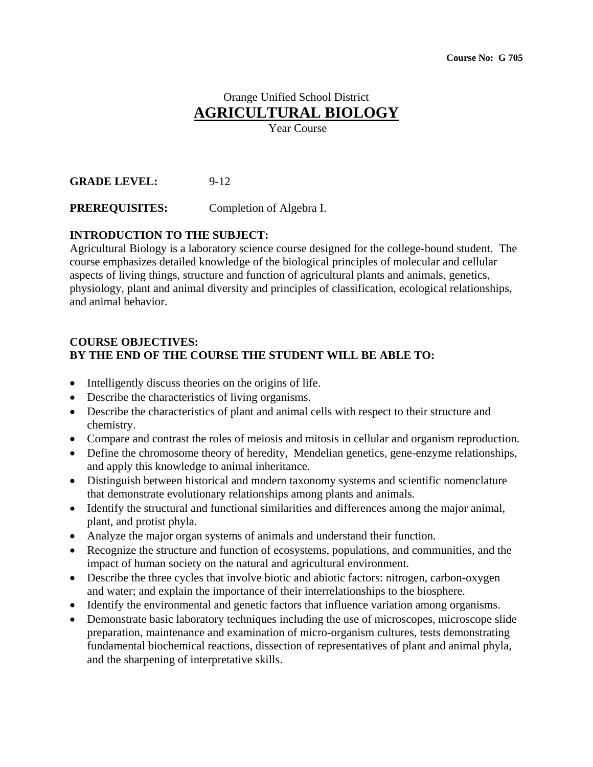**Course No: G 705**

Orange Unified School District

# AGRICULTURAL BIOLOGY

Year Course

**GRADE LEVEL:** 9-12

**PREREQUISITES:** Completion of Algebra I.

**INTRODUCTION TO THE SUBJECT:**

Agricultural Biology is a laboratory science course designed for the college-bound student. The course emphasizes detailed knowledge of the biological principles of molecular and cellular aspects of living things, structure and function of agricultural plants and animals, genetics, physiology, plant and animal diversity and principles of classification, ecological relationships, and animal behavior.

**COURSE OBJECTIVES:**
**BY THE END OF THE COURSE THE STUDENT WILL BE ABLE TO:**

- Intelligently discuss theories on the origins of life.
- Describe the characteristics of living organisms.
- Describe the characteristics of plant and animal cells with respect to their structure and chemistry.
- Compare and contrast the roles of meiosis and mitosis in cellular and organism reproduction.
- Define the chromosome theory of heredity, Mendelian genetics, gene-enzyme relationships, and apply this knowledge to animal inheritance.
- Distinguish between historical and modern taxonomy systems and scientific nomenclature that demonstrate evolutionary relationships among plants and animals.
- Identify the structural and functional similarities and differences among the major animal, plant, and protist phyla.
- Analyze the major organ systems of animals and understand their function.
- Recognize the structure and function of ecosystems, populations, and communities, and the impact of human society on the natural and agricultural environment.
- Describe the three cycles that involve biotic and abiotic factors: nitrogen, carbon-oxygen and water; and explain the importance of their interrelationships to the biosphere.
- Identify the environmental and genetic factors that influence variation among organisms.
- Demonstrate basic laboratory techniques including the use of microscopes, microscope slide preparation, maintenance and examination of micro-organism cultures, tests demonstrating fundamental biochemical reactions, dissection of representatives of plant and animal phyla, and the sharpening of interpretative skills.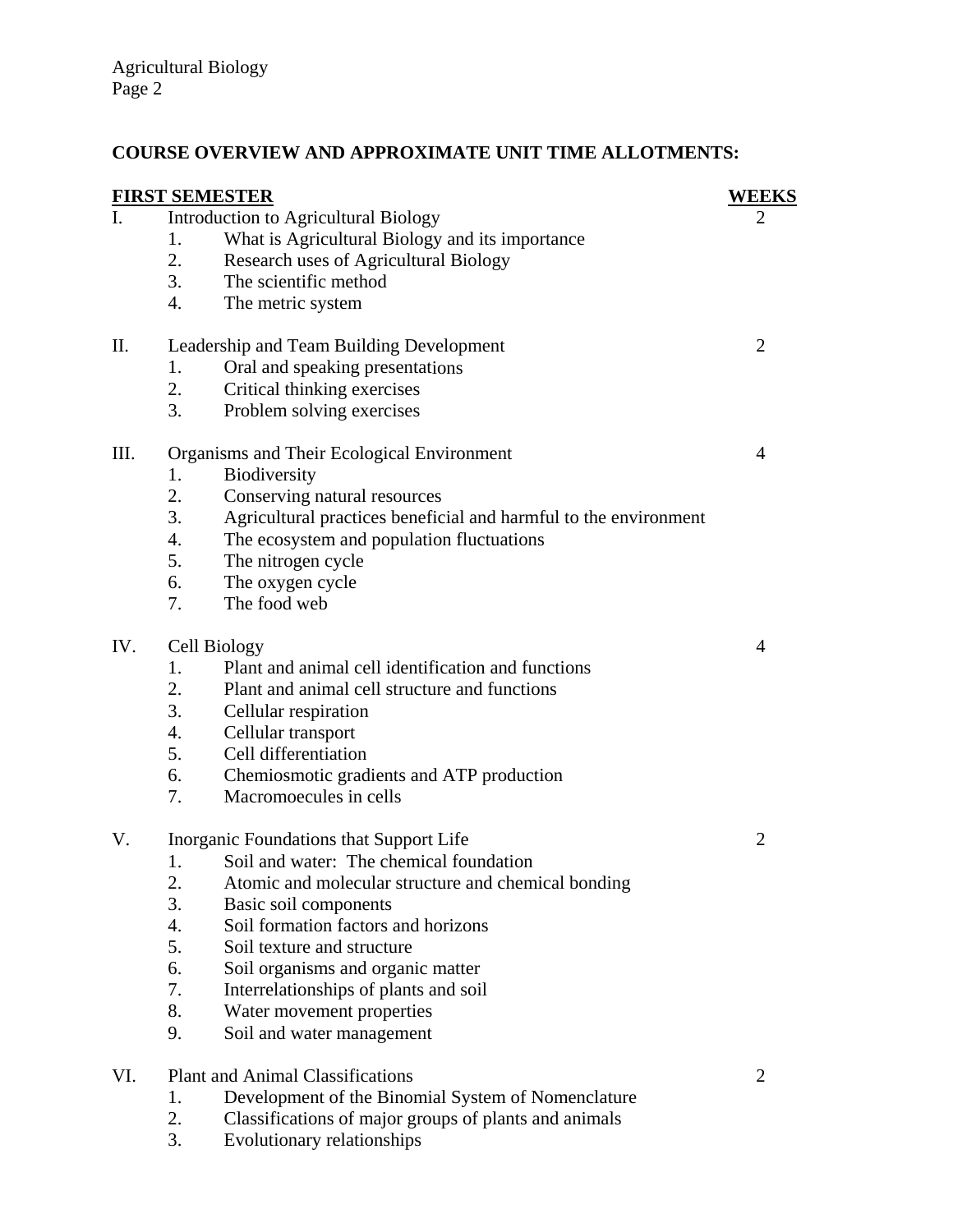**COURSE OVERVIEW AND APPROXIMATE UNIT TIME ALLOTMENTS:**

| <u>**FIRST SEMESTER**</u> | <u>**WEEKS**</u> |
|---|---|
| I. Introduction to Agricultural Biology | 2 |
| 1. What is Agricultural Biology and its importance | |
| 2. Research uses of Agricultural Biology | |
| 3. The scientific method | |
| 4. The metric system | |
| II. Leadership and Team Building Development | 2 |
| 1. Oral and speaking presentations | |
| 2. Critical thinking exercises | |
| 3. Problem solving exercises | |
| III. Organisms and Their Ecological Environment | 4 |
| 1. Biodiversity | |
| 2. Conserving natural resources | |
| 3. Agricultural practices beneficial and harmful to the environment | |
| 4. The ecosystem and population fluctuations | |
| 5. The nitrogen cycle | |
| 6. The oxygen cycle | |
| 7. The food web | |
| IV. Cell Biology | 4 |
| 1. Plant and animal cell identification and functions | |
| 2. Plant and animal cell structure and functions | |
| 3. Cellular respiration | |
| 4. Cellular transport | |
| 5. Cell differentiation | |
| 6. Chemiosmotic gradients and ATP production | |
| 7. Macromoecules in cells | |
| V. Inorganic Foundations that Support Life | 2 |
| 1. Soil and water: The chemical foundation | |
| 2. Atomic and molecular structure and chemical bonding | |
| 3. Basic soil components | |
| 4. Soil formation factors and horizons | |
| 5. Soil texture and structure | |
| 6. Soil organisms and organic matter | |
| 7. Interrelationships of plants and soil | |
| 8. Water movement properties | |
| 9. Soil and water management | |
| VI. Plant and Animal Classifications | 2 |
| 1. Development of the Binomial System of Nomenclature | |
| 2. Classifications of major groups of plants and animals | |
| 3. Evolutionary relationships | |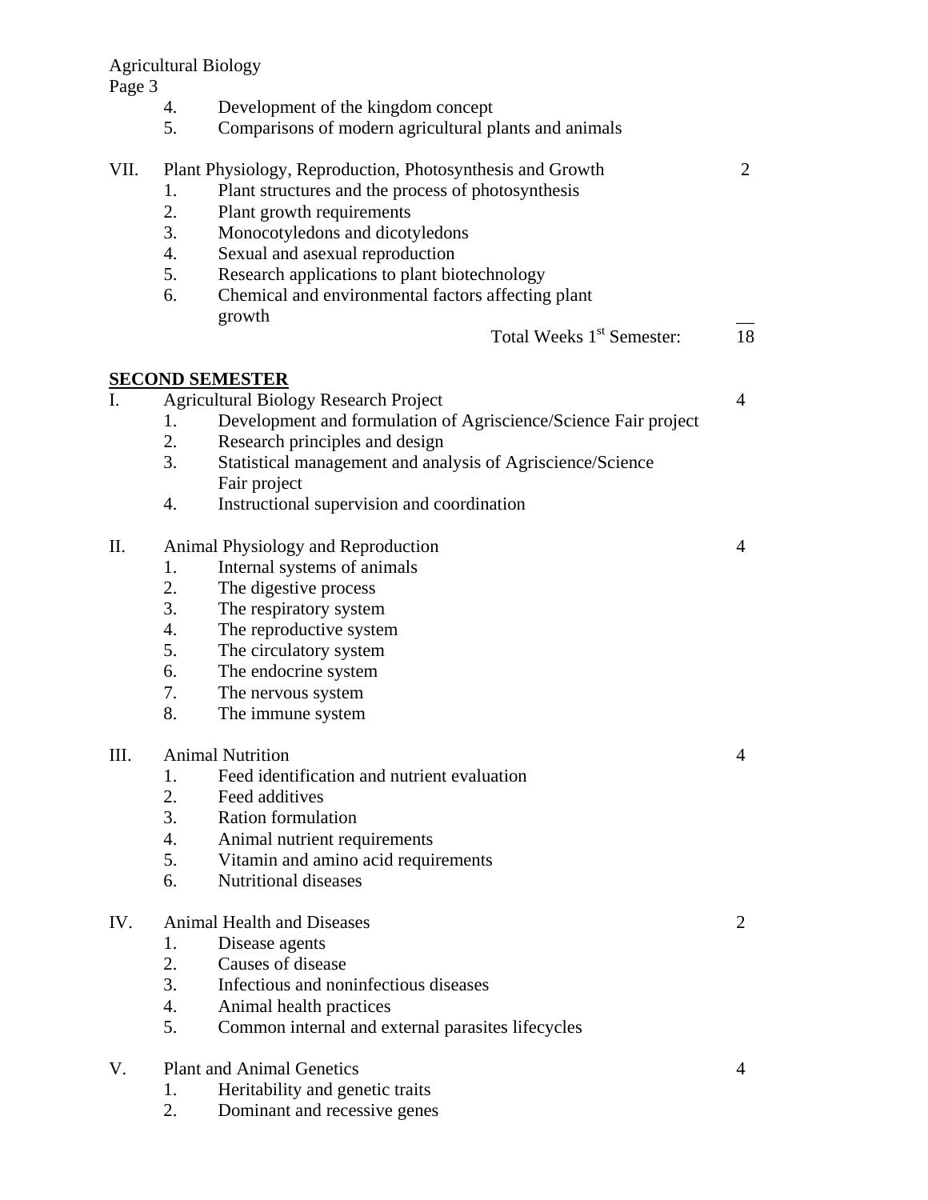4. Development of the kingdom concept
5. Comparisons of modern agricultural plants and animals

VII. Plant Physiology, Reproduction, Photosynthesis and Growth — 2

1. Plant structures and the process of photosynthesis
2. Plant growth requirements
3. Monocotyledons and dicotyledons
4. Sexual and asexual reproduction
5. Research applications to plant biotechnology
6. Chemical and environmental factors affecting plant growth

Total Weeks 1st Semester: 18

**SECOND SEMESTER**

I. Agricultural Biology Research Project — 4

1. Development and formulation of Agriscience/Science Fair project
2. Research principles and design
3. Statistical management and analysis of Agriscience/Science Fair project
4. Instructional supervision and coordination

II. Animal Physiology and Reproduction — 4

1. Internal systems of animals
2. The digestive process
3. The respiratory system
4. The reproductive system
5. The circulatory system
6. The endocrine system
7. The nervous system
8. The immune system

III. Animal Nutrition — 4

1. Feed identification and nutrient evaluation
2. Feed additives
3. Ration formulation
4. Animal nutrient requirements
5. Vitamin and amino acid requirements
6. Nutritional diseases

IV. Animal Health and Diseases — 2

1. Disease agents
2. Causes of disease
3. Infectious and noninfectious diseases
4. Animal health practices
5. Common internal and external parasites lifecycles

V. Plant and Animal Genetics — 4

1. Heritability and genetic traits
2. Dominant and recessive genes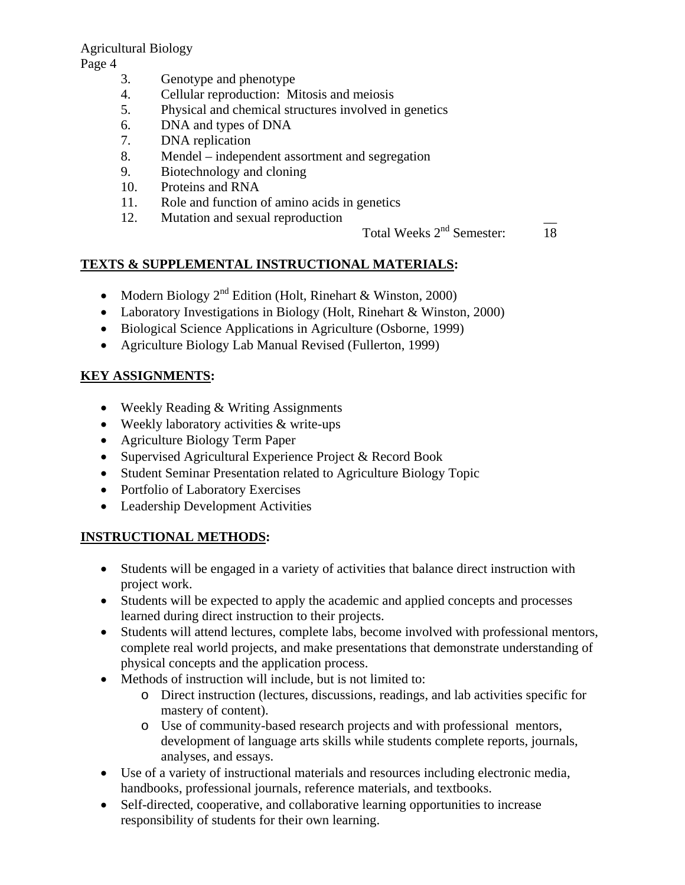3. Genotype and phenotype
4. Cellular reproduction: Mitosis and meiosis
5. Physical and chemical structures involved in genetics
6. DNA and types of DNA
7. DNA replication
8. Mendel – independent assortment and segregation
9. Biotechnology and cloning
10. Proteins and RNA
11. Role and function of amino acids in genetics
12. Mutation and sexual reproduction

Total Weeks 2nd Semester: 18

## TEXTS & SUPPLEMENTAL INSTRUCTIONAL MATERIALS:

- Modern Biology 2nd Edition (Holt, Rinehart & Winston, 2000)
- Laboratory Investigations in Biology (Holt, Rinehart & Winston, 2000)
- Biological Science Applications in Agriculture (Osborne, 1999)
- Agriculture Biology Lab Manual Revised (Fullerton, 1999)

## KEY ASSIGNMENTS:

- Weekly Reading & Writing Assignments
- Weekly laboratory activities & write-ups
- Agriculture Biology Term Paper
- Supervised Agricultural Experience Project & Record Book
- Student Seminar Presentation related to Agriculture Biology Topic
- Portfolio of Laboratory Exercises
- Leadership Development Activities

## INSTRUCTIONAL METHODS:

- Students will be engaged in a variety of activities that balance direct instruction with project work.
- Students will be expected to apply the academic and applied concepts and processes learned during direct instruction to their projects.
- Students will attend lectures, complete labs, become involved with professional mentors, complete real world projects, and make presentations that demonstrate understanding of physical concepts and the application process.
- Methods of instruction will include, but is not limited to:
  - Direct instruction (lectures, discussions, readings, and lab activities specific for mastery of content).
  - Use of community-based research projects and with professional mentors, development of language arts skills while students complete reports, journals, analyses, and essays.
- Use of a variety of instructional materials and resources including electronic media, handbooks, professional journals, reference materials, and textbooks.
- Self-directed, cooperative, and collaborative learning opportunities to increase responsibility of students for their own learning.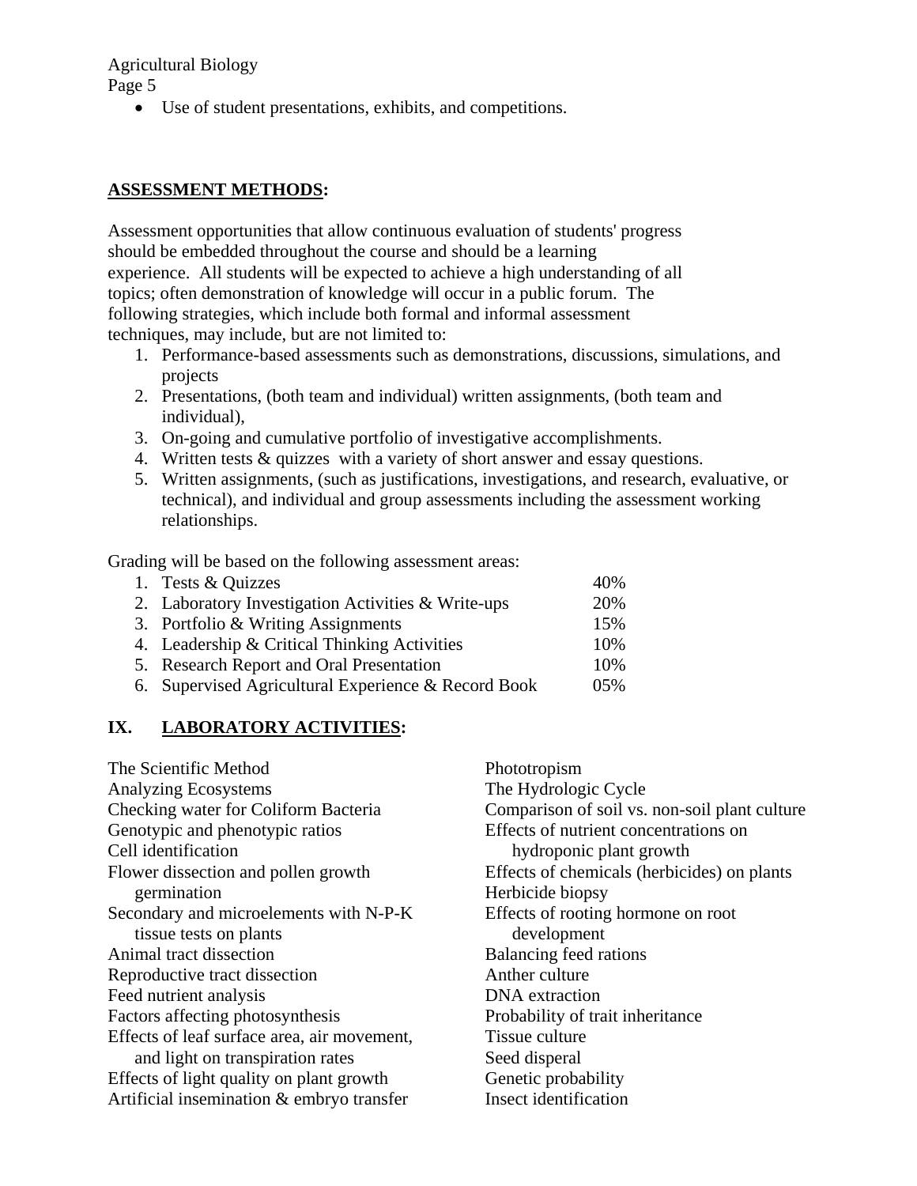- Use of student presentations, exhibits, and competitions.

## ASSESSMENT METHODS:

Assessment opportunities that allow continuous evaluation of students' progress should be embedded throughout the course and should be a learning experience. All students will be expected to achieve a high understanding of all topics; often demonstration of knowledge will occur in a public forum. The following strategies, which include both formal and informal assessment techniques, may include, but are not limited to:

1. Performance-based assessments such as demonstrations, discussions, simulations, and projects
2. Presentations, (both team and individual) written assignments, (both team and individual),
3. On-going and cumulative portfolio of investigative accomplishments.
4. Written tests & quizzes with a variety of short answer and essay questions.
5. Written assignments, (such as justifications, investigations, and research, evaluative, or technical), and individual and group assessments including the assessment working relationships.

Grading will be based on the following assessment areas:

| Assessment Area | Weight |
|---|---|
| 1. Tests & Quizzes | 40% |
| 2. Laboratory Investigation Activities & Write-ups | 20% |
| 3. Portfolio & Writing Assignments | 15% |
| 4. Leadership & Critical Thinking Activities | 10% |
| 5. Research Report and Oral Presentation | 10% |
| 6. Supervised Agricultural Experience & Record Book | 05% |

## IX. LABORATORY ACTIVITIES:

The Scientific Method
Analyzing Ecosystems
Checking water for Coliform Bacteria
Genotypic and phenotypic ratios
Cell identification
Flower dissection and pollen growth germination
Secondary and microelements with N-P-K tissue tests on plants
Animal tract dissection
Reproductive tract dissection
Feed nutrient analysis
Factors affecting photosynthesis
Effects of leaf surface area, air movement, and light on transpiration rates
Effects of light quality on plant growth
Artificial insemination & embryo transfer
Phototropism
The Hydrologic Cycle
Comparison of soil vs. non-soil plant culture
Effects of nutrient concentrations on hydroponic plant growth
Effects of chemicals (herbicides) on plants
Herbicide biopsy
Effects of rooting hormone on root development
Balancing feed rations
Anther culture
DNA extraction
Probability of trait inheritance
Tissue culture
Seed disperal
Genetic probability
Insect identification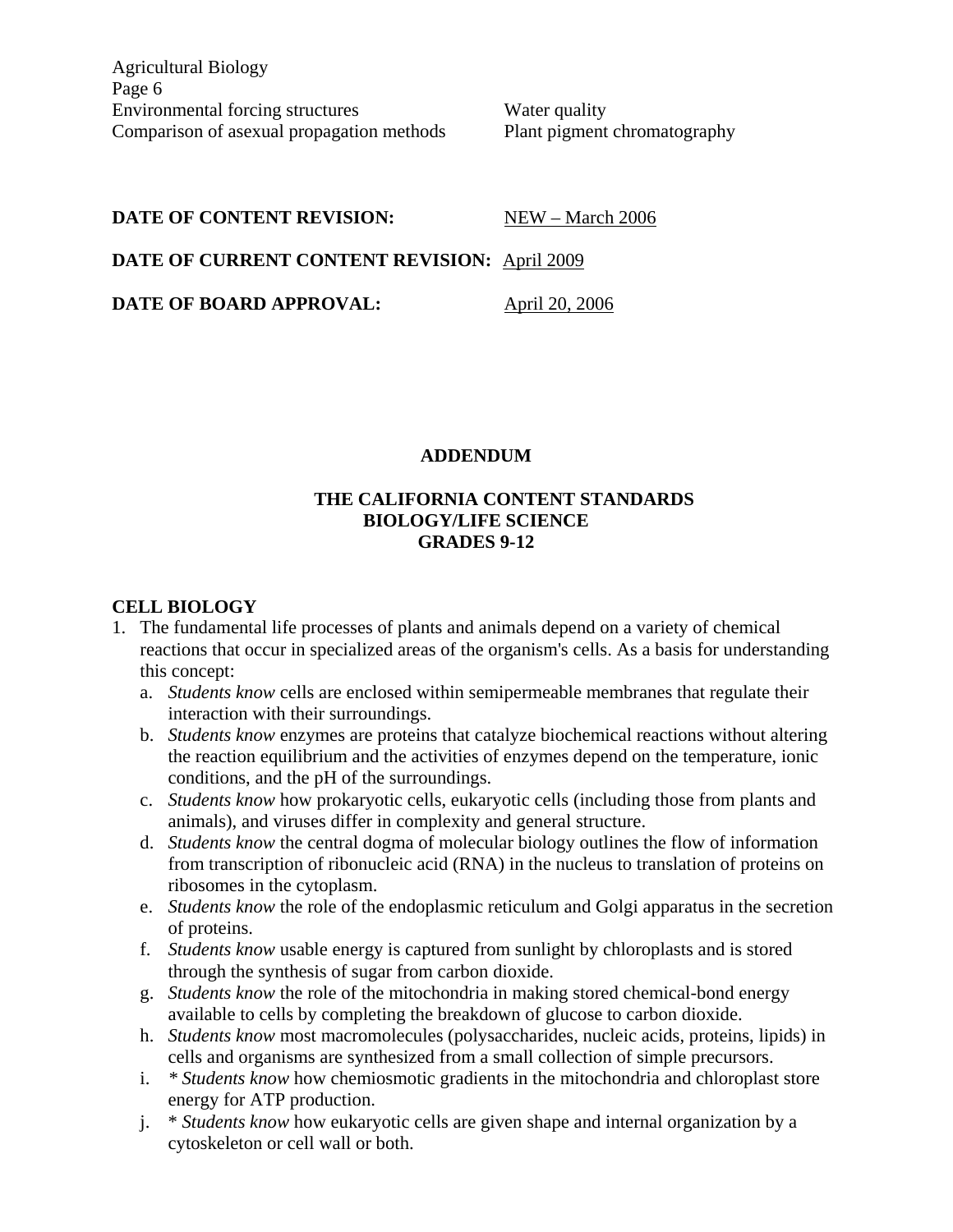Environmental forcing structures
Comparison of asexual propagation methods
Water quality
Plant pigment chromatography

**DATE OF CONTENT REVISION:** NEW – March 2006

**DATE OF CURRENT CONTENT REVISION:** April 2009

**DATE OF BOARD APPROVAL:** April 20, 2006

## ADDENDUM

### THE CALIFORNIA CONTENT STANDARDS BIOLOGY/LIFE SCIENCE GRADES 9-12

**CELL BIOLOGY**

1. The fundamental life processes of plants and animals depend on a variety of chemical reactions that occur in specialized areas of the organism's cells. As a basis for understanding this concept:
   a. *Students know* cells are enclosed within semipermeable membranes that regulate their interaction with their surroundings.
   b. *Students know* enzymes are proteins that catalyze biochemical reactions without altering the reaction equilibrium and the activities of enzymes depend on the temperature, ionic conditions, and the pH of the surroundings.
   c. *Students know* how prokaryotic cells, eukaryotic cells (including those from plants and animals), and viruses differ in complexity and general structure.
   d. *Students know* the central dogma of molecular biology outlines the flow of information from transcription of ribonucleic acid (RNA) in the nucleus to translation of proteins on ribosomes in the cytoplasm.
   e. *Students know* the role of the endoplasmic reticulum and Golgi apparatus in the secretion of proteins.
   f. *Students know* usable energy is captured from sunlight by chloroplasts and is stored through the synthesis of sugar from carbon dioxide.
   g. *Students know* the role of the mitochondria in making stored chemical-bond energy available to cells by completing the breakdown of glucose to carbon dioxide.
   h. *Students know* most macromolecules (polysaccharides, nucleic acids, proteins, lipids) in cells and organisms are synthesized from a small collection of simple precursors.
   i. * *Students know* how chemiosmotic gradients in the mitochondria and chloroplast store energy for ATP production.
   j. * *Students know* how eukaryotic cells are given shape and internal organization by a cytoskeleton or cell wall or both.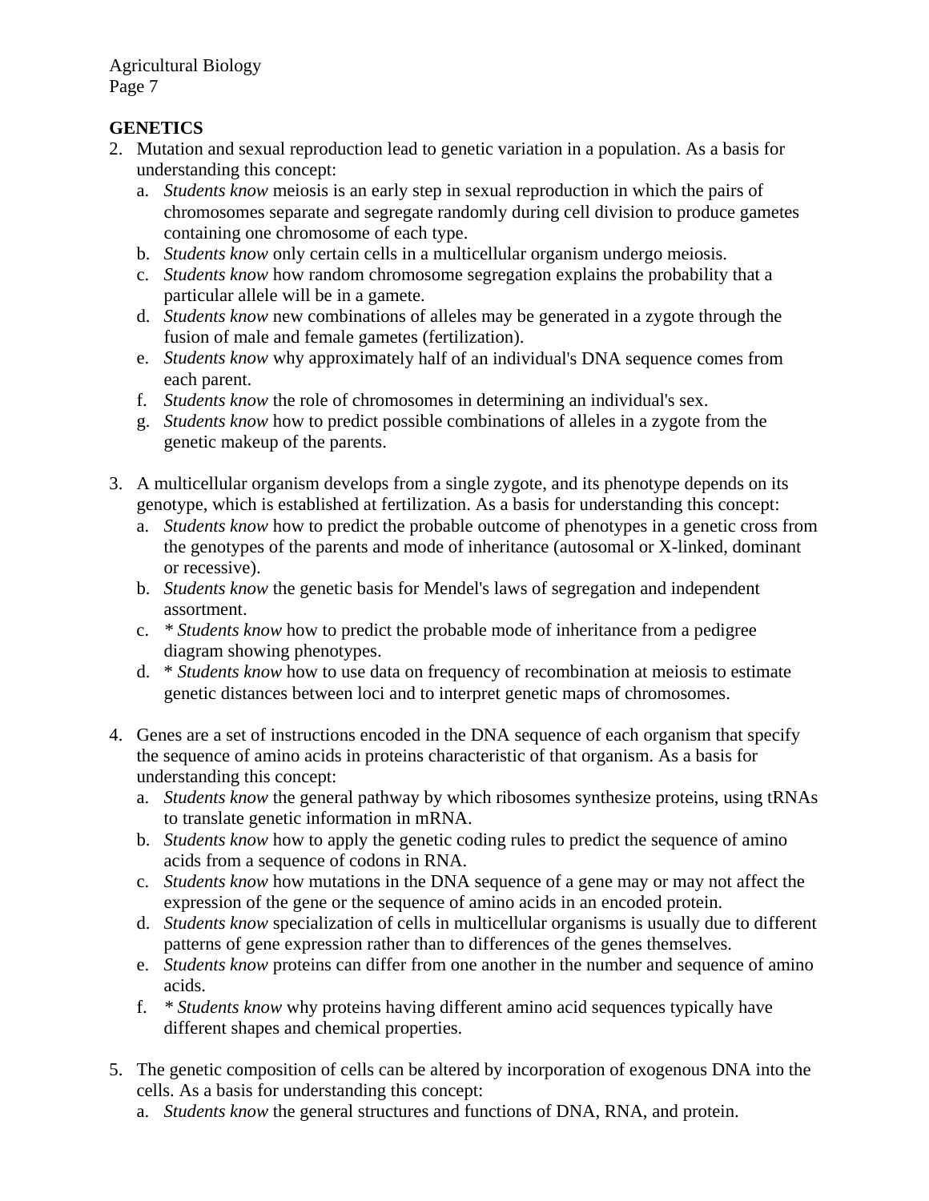**GENETICS**

2. Mutation and sexual reproduction lead to genetic variation in a population. As a basis for understanding this concept:
   a. *Students know* meiosis is an early step in sexual reproduction in which the pairs of chromosomes separate and segregate randomly during cell division to produce gametes containing one chromosome of each type.
   b. *Students know* only certain cells in a multicellular organism undergo meiosis.
   c. *Students know* how random chromosome segregation explains the probability that a particular allele will be in a gamete.
   d. *Students know* new combinations of alleles may be generated in a zygote through the fusion of male and female gametes (fertilization).
   e. *Students know* why approximately half of an individual's DNA sequence comes from each parent.
   f. *Students know* the role of chromosomes in determining an individual's sex.
   g. *Students know* how to predict possible combinations of alleles in a zygote from the genetic makeup of the parents.

3. A multicellular organism develops from a single zygote, and its phenotype depends on its genotype, which is established at fertilization. As a basis for understanding this concept:
   a. *Students know* how to predict the probable outcome of phenotypes in a genetic cross from the genotypes of the parents and mode of inheritance (autosomal or X-linked, dominant or recessive).
   b. *Students know* the genetic basis for Mendel's laws of segregation and independent assortment.
   c. * *Students know* how to predict the probable mode of inheritance from a pedigree diagram showing phenotypes.
   d. * *Students know* how to use data on frequency of recombination at meiosis to estimate genetic distances between loci and to interpret genetic maps of chromosomes.

4. Genes are a set of instructions encoded in the DNA sequence of each organism that specify the sequence of amino acids in proteins characteristic of that organism. As a basis for understanding this concept:
   a. *Students know* the general pathway by which ribosomes synthesize proteins, using tRNAs to translate genetic information in mRNA.
   b. *Students know* how to apply the genetic coding rules to predict the sequence of amino acids from a sequence of codons in RNA.
   c. *Students know* how mutations in the DNA sequence of a gene may or may not affect the expression of the gene or the sequence of amino acids in an encoded protein.
   d. *Students know* specialization of cells in multicellular organisms is usually due to different patterns of gene expression rather than to differences of the genes themselves.
   e. *Students know* proteins can differ from one another in the number and sequence of amino acids.
   f. * *Students know* why proteins having different amino acid sequences typically have different shapes and chemical properties.

5. The genetic composition of cells can be altered by incorporation of exogenous DNA into the cells. As a basis for understanding this concept:
   a. *Students know* the general structures and functions of DNA, RNA, and protein.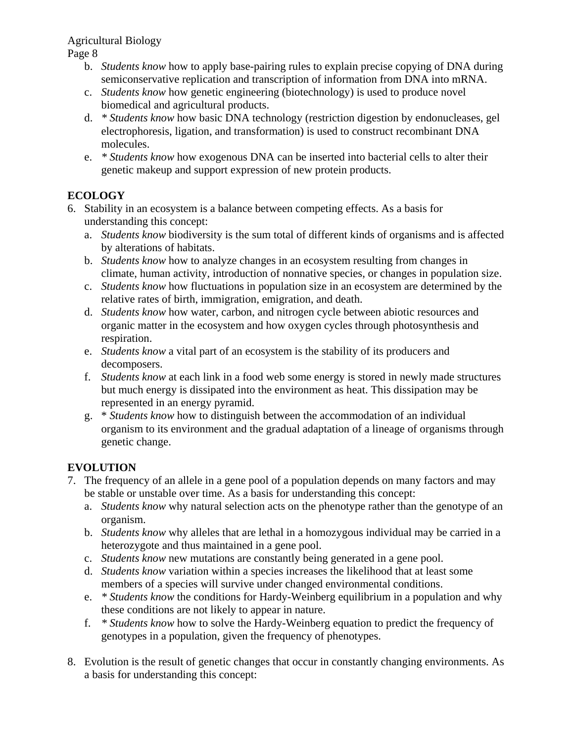b. *Students know* how to apply base-pairing rules to explain precise copying of DNA during semiconservative replication and transcription of information from DNA into mRNA.
c. *Students know* how genetic engineering (biotechnology) is used to produce novel biomedical and agricultural products.
d. * *Students know* how basic DNA technology (restriction digestion by endonucleases, gel electrophoresis, ligation, and transformation) is used to construct recombinant DNA molecules.
e. * *Students know* how exogenous DNA can be inserted into bacterial cells to alter their genetic makeup and support expression of new protein products.

**ECOLOGY**

6. Stability in an ecosystem is a balance between competing effects. As a basis for understanding this concept:
   a. *Students know* biodiversity is the sum total of different kinds of organisms and is affected by alterations of habitats.
   b. *Students know* how to analyze changes in an ecosystem resulting from changes in climate, human activity, introduction of nonnative species, or changes in population size.
   c. *Students know* how fluctuations in population size in an ecosystem are determined by the relative rates of birth, immigration, emigration, and death.
   d. *Students know* how water, carbon, and nitrogen cycle between abiotic resources and organic matter in the ecosystem and how oxygen cycles through photosynthesis and respiration.
   e. *Students know* a vital part of an ecosystem is the stability of its producers and decomposers.
   f. *Students know* at each link in a food web some energy is stored in newly made structures but much energy is dissipated into the environment as heat. This dissipation may be represented in an energy pyramid.
   g. * *Students know* how to distinguish between the accommodation of an individual organism to its environment and the gradual adaptation of a lineage of organisms through genetic change.

**EVOLUTION**

7. The frequency of an allele in a gene pool of a population depends on many factors and may be stable or unstable over time. As a basis for understanding this concept:
   a. *Students know* why natural selection acts on the phenotype rather than the genotype of an organism.
   b. *Students know* why alleles that are lethal in a homozygous individual may be carried in a heterozygote and thus maintained in a gene pool.
   c. *Students know* new mutations are constantly being generated in a gene pool.
   d. *Students know* variation within a species increases the likelihood that at least some members of a species will survive under changed environmental conditions.
   e. * *Students know* the conditions for Hardy-Weinberg equilibrium in a population and why these conditions are not likely to appear in nature.
   f. * *Students know* how to solve the Hardy-Weinberg equation to predict the frequency of genotypes in a population, given the frequency of phenotypes.

8. Evolution is the result of genetic changes that occur in constantly changing environments. As a basis for understanding this concept: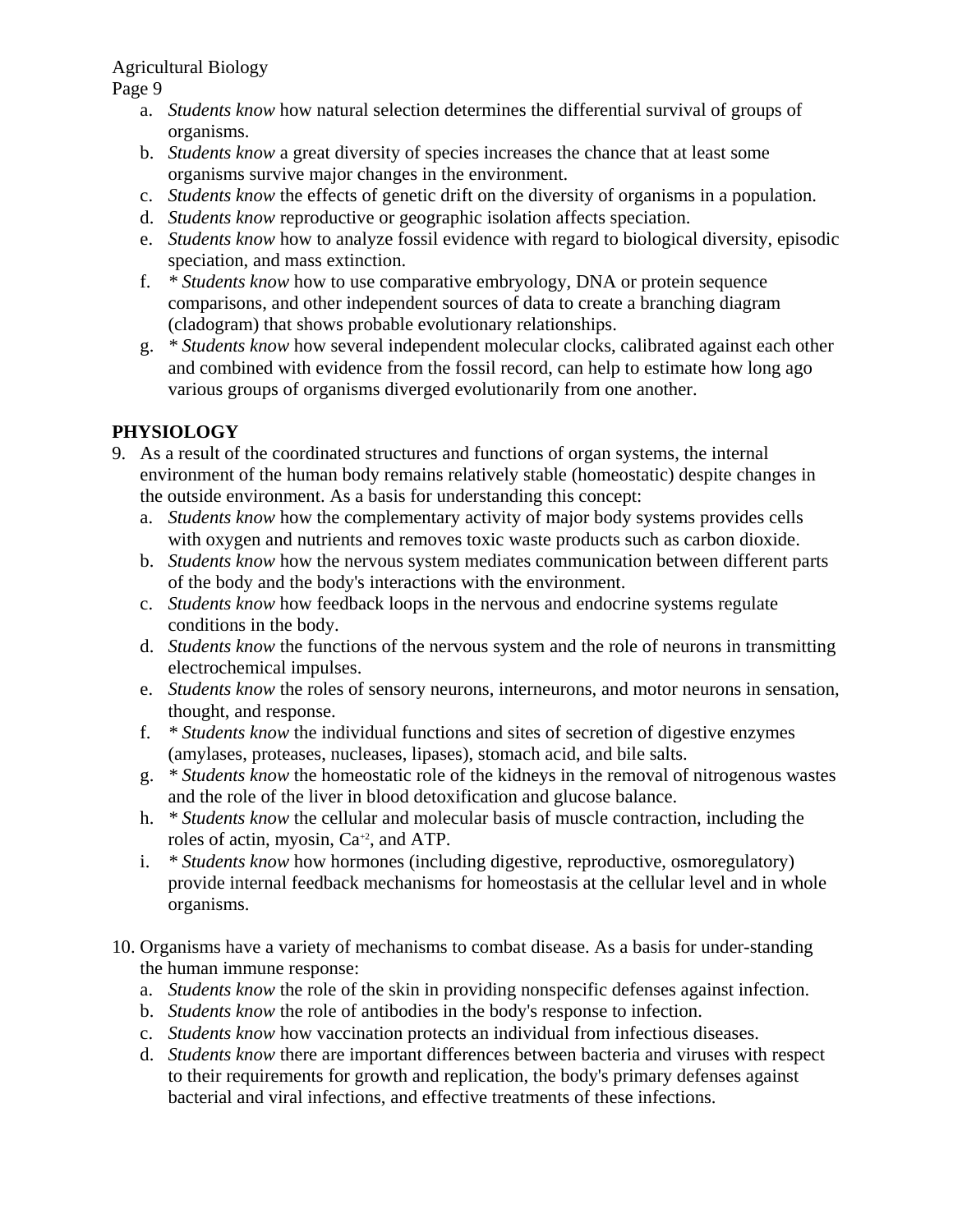a. *Students know* how natural selection determines the differential survival of groups of organisms.
   b. *Students know* a great diversity of species increases the chance that at least some organisms survive major changes in the environment.
   c. *Students know* the effects of genetic drift on the diversity of organisms in a population.
   d. *Students know* reproductive or geographic isolation affects speciation.
   e. *Students know* how to analyze fossil evidence with regard to biological diversity, episodic speciation, and mass extinction.
   f. * *Students know* how to use comparative embryology, DNA or protein sequence comparisons, and other independent sources of data to create a branching diagram (cladogram) that shows probable evolutionary relationships.
   g. * *Students know* how several independent molecular clocks, calibrated against each other and combined with evidence from the fossil record, can help to estimate how long ago various groups of organisms diverged evolutionarily from one another.

**PHYSIOLOGY**

9. As a result of the coordinated structures and functions of organ systems, the internal environment of the human body remains relatively stable (homeostatic) despite changes in the outside environment. As a basis for understanding this concept:
   a. *Students know* how the complementary activity of major body systems provides cells with oxygen and nutrients and removes toxic waste products such as carbon dioxide.
   b. *Students know* how the nervous system mediates communication between different parts of the body and the body's interactions with the environment.
   c. *Students know* how feedback loops in the nervous and endocrine systems regulate conditions in the body.
   d. *Students know* the functions of the nervous system and the role of neurons in transmitting electrochemical impulses.
   e. *Students know* the roles of sensory neurons, interneurons, and motor neurons in sensation, thought, and response.
   f. * *Students know* the individual functions and sites of secretion of digestive enzymes (amylases, proteases, nucleases, lipases), stomach acid, and bile salts.
   g. * *Students know* the homeostatic role of the kidneys in the removal of nitrogenous wastes and the role of the liver in blood detoxification and glucose balance.
   h. * *Students know* the cellular and molecular basis of muscle contraction, including the roles of actin, myosin, $Ca^{+2}$, and ATP.
   i. * *Students know* how hormones (including digestive, reproductive, osmoregulatory) provide internal feedback mechanisms for homeostasis at the cellular level and in whole organisms.

10. Organisms have a variety of mechanisms to combat disease. As a basis for under-standing the human immune response:
    a. *Students know* the role of the skin in providing nonspecific defenses against infection.
    b. *Students know* the role of antibodies in the body's response to infection.
    c. *Students know* how vaccination protects an individual from infectious diseases.
    d. *Students know* there are important differences between bacteria and viruses with respect to their requirements for growth and replication, the body's primary defenses against bacterial and viral infections, and effective treatments of these infections.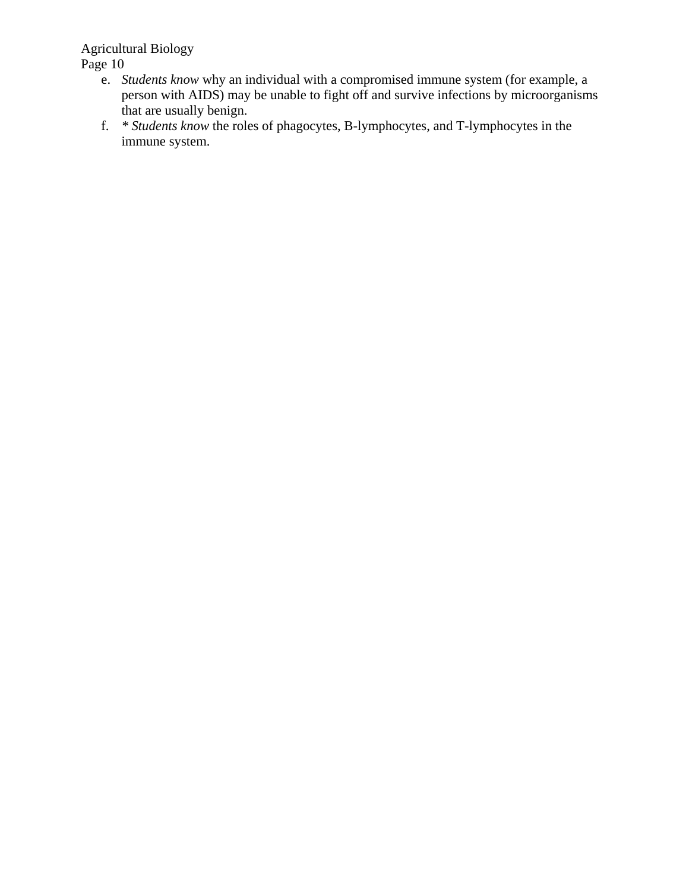e. *Students know* why an individual with a compromised immune system (for example, a person with AIDS) may be unable to fight off and survive infections by microorganisms that are usually benign.

f. * *Students know* the roles of phagocytes, B-lymphocytes, and T-lymphocytes in the immune system.